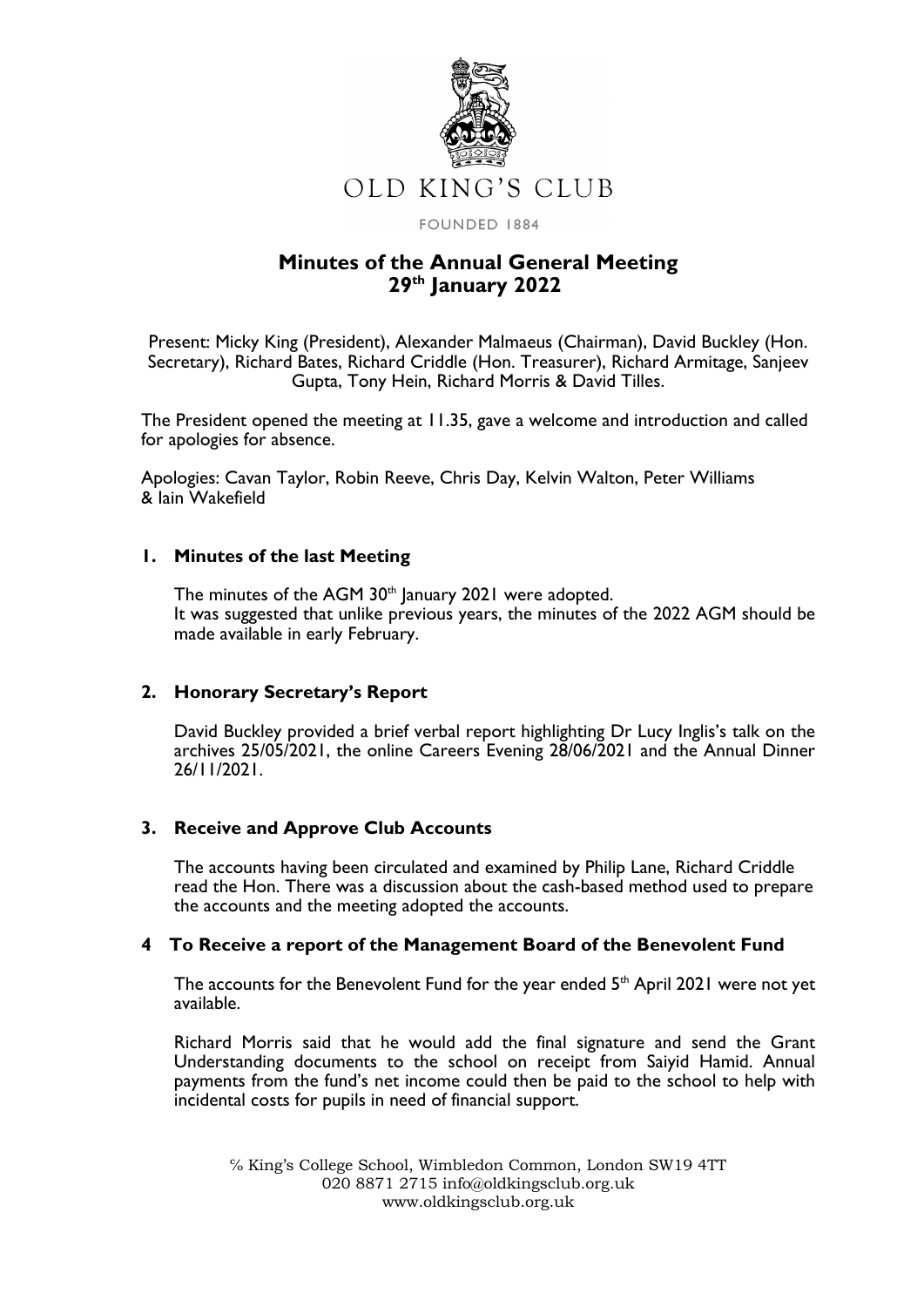OLD KING'S CLUB

FOUNDED 1884

# Minutes of the Annual General Meeting
# 29th January 2022

Present: Micky King (President), Alexander Malmaeus (Chairman), David Buckley (Hon. Secretary), Richard Bates, Richard Criddle (Hon. Treasurer), Richard Armitage, Sanjeev Gupta, Tony Hein, Richard Morris & David Tilles.

The President opened the meeting at 11.35, gave a welcome and introduction and called for apologies for absence.

Apologies: Cavan Taylor, Robin Reeve, Chris Day, Kelvin Walton, Peter Williams & Iain Wakefield

## 1. Minutes of the last Meeting

The minutes of the AGM 30th January 2021 were adopted.
It was suggested that unlike previous years, the minutes of the 2022 AGM should be made available in early February.

## 2. Honorary Secretary's Report

David Buckley provided a brief verbal report highlighting Dr Lucy Inglis's talk on the archives 25/05/2021, the online Careers Evening 28/06/2021 and the Annual Dinner 26/11/2021.

## 3. Receive and Approve Club Accounts

The accounts having been circulated and examined by Philip Lane, Richard Criddle read the Hon. There was a discussion about the cash-based method used to prepare the accounts and the meeting adopted the accounts.

## 4 To Receive a report of the Management Board of the Benevolent Fund

The accounts for the Benevolent Fund for the year ended 5th April 2021 were not yet available.

Richard Morris said that he would add the final signature and send the Grant Understanding documents to the school on receipt from Saiyid Hamid. Annual payments from the fund's net income could then be paid to the school to help with incidental costs for pupils in need of financial support.

℅ King's College School, Wimbledon Common, London SW19 4TT
020 8871 2715 info@oldkingsclub.org.uk
www.oldkingsclub.org.uk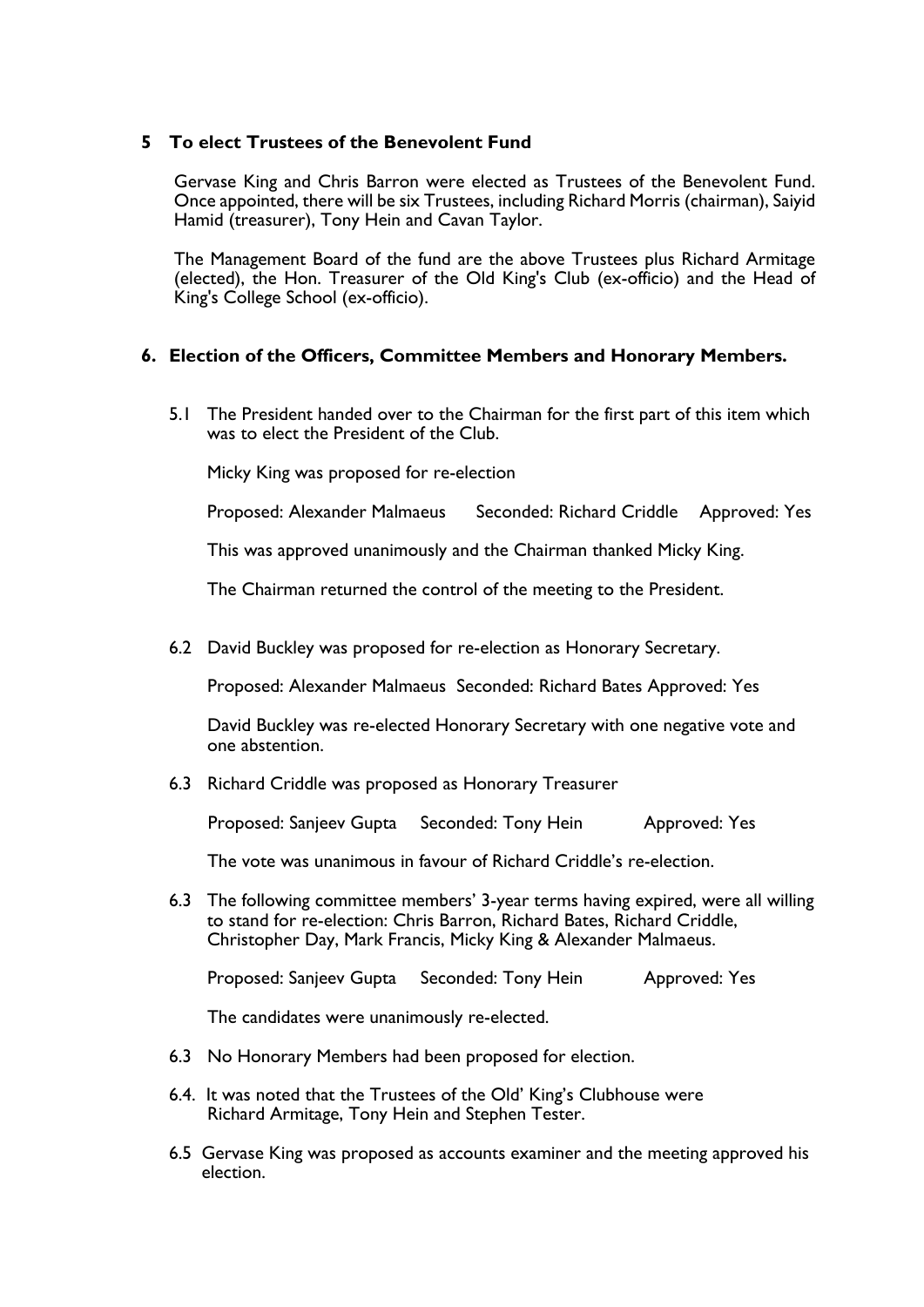## 5 To elect Trustees of the Benevolent Fund

Gervase King and Chris Barron were elected as Trustees of the Benevolent Fund. Once appointed, there will be six Trustees, including Richard Morris (chairman), Saiyid Hamid (treasurer), Tony Hein and Cavan Taylor.

The Management Board of the fund are the above Trustees plus Richard Armitage (elected), the Hon. Treasurer of the Old King's Club (ex-officio) and the Head of King's College School (ex-officio).

## 6. Election of the Officers, Committee Members and Honorary Members.

5.1 The President handed over to the Chairman for the first part of this item which was to elect the President of the Club.

Micky King was proposed for re-election

Proposed: Alexander Malmaeus Seconded: Richard Criddle Approved: Yes

This was approved unanimously and the Chairman thanked Micky King.

The Chairman returned the control of the meeting to the President.

6.2 David Buckley was proposed for re-election as Honorary Secretary.

Proposed: Alexander Malmaeus Seconded: Richard Bates Approved: Yes

David Buckley was re-elected Honorary Secretary with one negative vote and one abstention.

6.3 Richard Criddle was proposed as Honorary Treasurer

Proposed: Sanjeev Gupta Seconded: Tony Hein Approved: Yes

The vote was unanimous in favour of Richard Criddle's re-election.

6.3 The following committee members' 3-year terms having expired, were all willing to stand for re-election: Chris Barron, Richard Bates, Richard Criddle, Christopher Day, Mark Francis, Micky King & Alexander Malmaeus.

Proposed: Sanjeev Gupta Seconded: Tony Hein Approved: Yes

The candidates were unanimously re-elected.

6.3 No Honorary Members had been proposed for election.

6.4. It was noted that the Trustees of the Old' King's Clubhouse were Richard Armitage, Tony Hein and Stephen Tester.

6.5 Gervase King was proposed as accounts examiner and the meeting approved his election.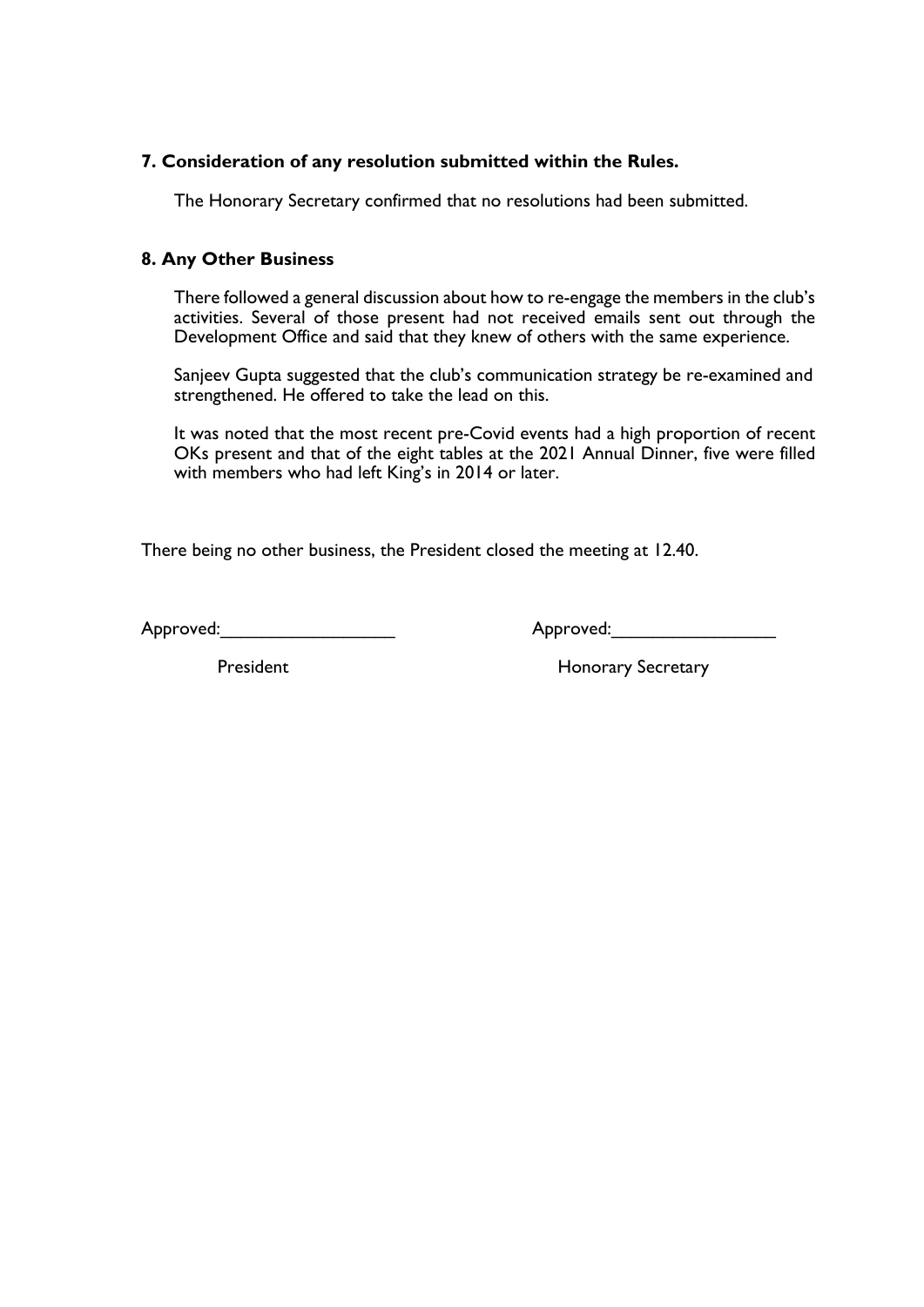### 7. Consideration of any resolution submitted within the Rules.

The Honorary Secretary confirmed that no resolutions had been submitted.

### 8. Any Other Business

There followed a general discussion about how to re-engage the members in the club's activities. Several of those present had not received emails sent out through the Development Office and said that they knew of others with the same experience.

Sanjeev Gupta suggested that the club's communication strategy be re-examined and strengthened. He offered to take the lead on this.

It was noted that the most recent pre-Covid events had a high proportion of recent OKs present and that of the eight tables at the 2021 Annual Dinner, five were filled with members who had left King's in 2014 or later.

There being no other business, the President closed the meeting at 12.40.

Approved:_________________ Approved:________________

President Honorary Secretary